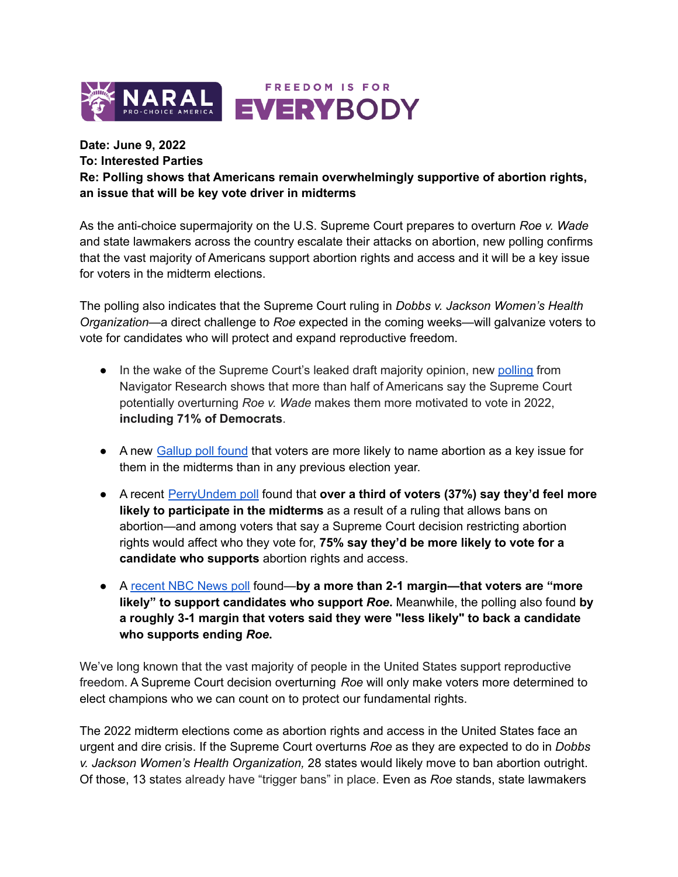NARAL PRO-CHOICE AMERICA

FREEDOM IS FOR EVERYBODY

**Date: June 9, 2022**
**To: Interested Parties**
**Re: Polling shows that Americans remain overwhelmingly supportive of abortion rights, an issue that will be key vote driver in midterms**

As the anti-choice supermajority on the U.S. Supreme Court prepares to overturn *Roe v. Wade* and state lawmakers across the country escalate their attacks on abortion, new polling confirms that the vast majority of Americans support abortion rights and access and it will be a key issue for voters in the midterm elections.

The polling also indicates that the Supreme Court ruling in *Dobbs v. Jackson Women's Health Organization*—a direct challenge to *Roe* expected in the coming weeks—will galvanize voters to vote for candidates who will protect and expand reproductive freedom.

- In the wake of the Supreme Court's leaked draft majority opinion, new polling from Navigator Research shows that more than half of Americans say the Supreme Court potentially overturning *Roe v. Wade* makes them more motivated to vote in 2022, **including 71% of Democrats**.

- A new Gallup poll found that voters are more likely to name abortion as a key issue for them in the midterms than in any previous election year.

- A recent PerryUndem poll found that **over a third of voters (37%) say they'd feel more likely to participate in the midterms** as a result of a ruling that allows bans on abortion—and among voters that say a Supreme Court decision restricting abortion rights would affect who they vote for, **75% say they'd be more likely to vote for a candidate who supports** abortion rights and access.

- A recent NBC News poll found—**by a more than 2-1 margin—that voters are "more likely" to support candidates who support *Roe*.** Meanwhile, the polling also found **by a roughly 3-1 margin that voters said they were "less likely" to back a candidate who supports ending *Roe*.**

We've long known that the vast majority of people in the United States support reproductive freedom. A Supreme Court decision overturning *Roe* will only make voters more determined to elect champions who we can count on to protect our fundamental rights.

The 2022 midterm elections come as abortion rights and access in the United States face an urgent and dire crisis. If the Supreme Court overturns *Roe* as they are expected to do in *Dobbs v. Jackson Women's Health Organization,* 28 states would likely move to ban abortion outright. Of those, 13 states already have "trigger bans" in place. Even as *Roe* stands, state lawmakers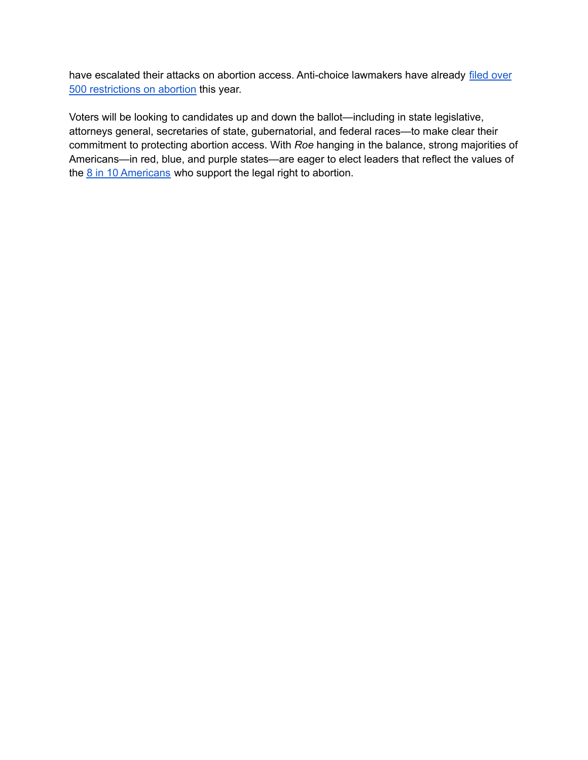have escalated their attacks on abortion access. Anti-choice lawmakers have already filed over 500 restrictions on abortion this year.

Voters will be looking to candidates up and down the ballot—including in state legislative, attorneys general, secretaries of state, gubernatorial, and federal races—to make clear their commitment to protecting abortion access. With *Roe* hanging in the balance, strong majorities of Americans—in red, blue, and purple states—are eager to elect leaders that reflect the values of the 8 in 10 Americans who support the legal right to abortion.